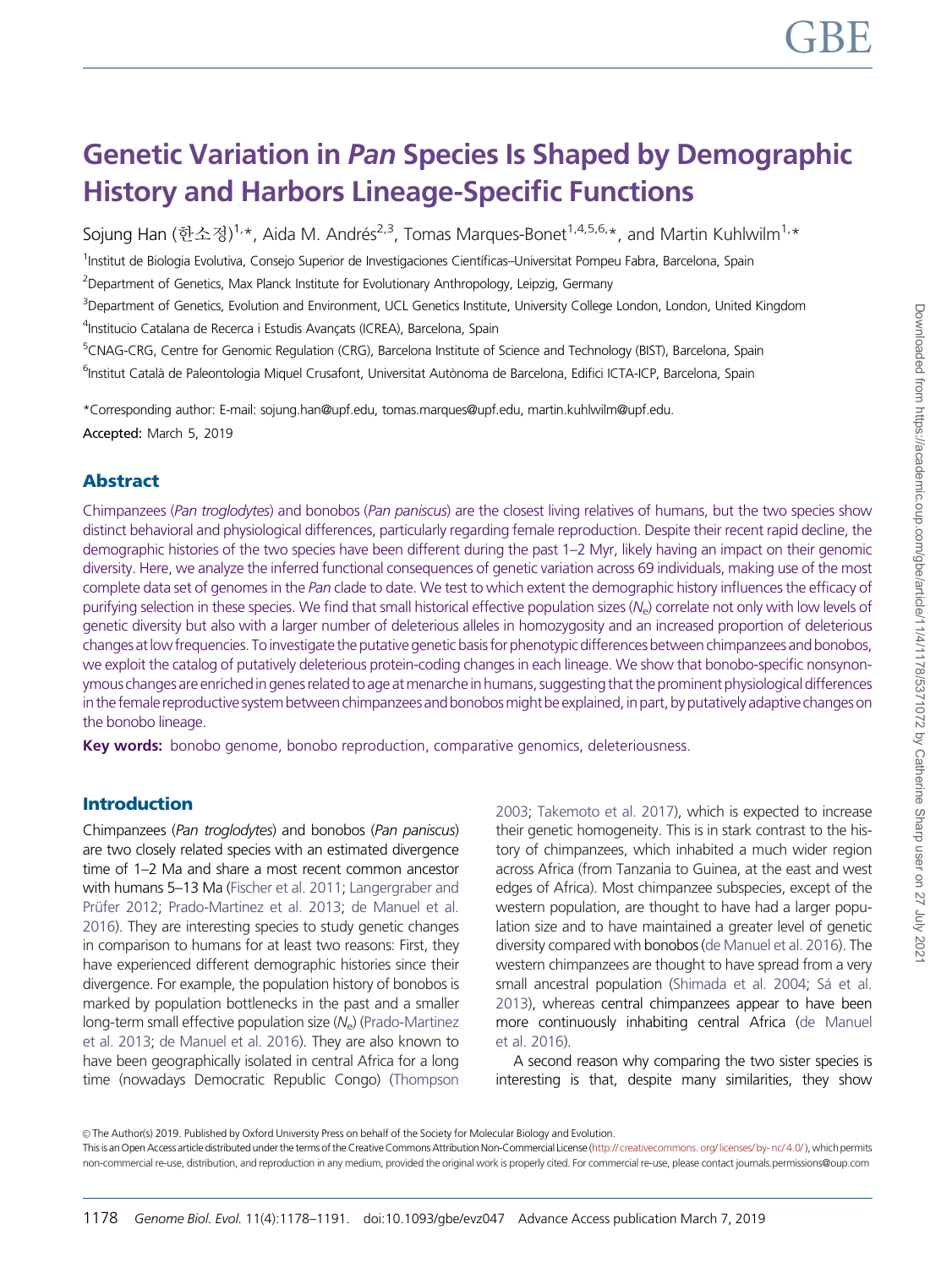# Genetic Variation in *Pan* Species Is Shaped by Demographic History and Harbors Lineage-Specific Functions

Sojung Han (한소정)[1,*], Aida M. Andrés[2,3], Tomas Marques-Bonet[1,4,5,6,*], and Martin Kuhlwilm[1,*]

[1]Institut de Biologia Evolutiva, Consejo Superior de Investigaciones Científicas–Universitat Pompeu Fabra, Barcelona, Spain

[2]Department of Genetics, Max Planck Institute for Evolutionary Anthropology, Leipzig, Germany

[3]Department of Genetics, Evolution and Environment, UCL Genetics Institute, University College London, London, United Kingdom

[4]Institucio Catalana de Recerca i Estudis Avançats (ICREA), Barcelona, Spain

[5]CNAG-CRG, Centre for Genomic Regulation (CRG), Barcelona Institute of Science and Technology (BIST), Barcelona, Spain

[6]Institut Català de Paleontologia Miquel Crusafont, Universitat Autònoma de Barcelona, Edifici ICTA-ICP, Barcelona, Spain

*Corresponding author: E-mail: sojung.han@upf.edu, tomas.marques@upf.edu, martin.kuhlwilm@upf.edu.

**Accepted:** March 5, 2019

## Abstract

Chimpanzees (*Pan troglodytes*) and bonobos (*Pan paniscus*) are the closest living relatives of humans, but the two species show distinct behavioral and physiological differences, particularly regarding female reproduction. Despite their recent rapid decline, the demographic histories of the two species have been different during the past 1–2 Myr, likely having an impact on their genomic diversity. Here, we analyze the inferred functional consequences of genetic variation across 69 individuals, making use of the most complete data set of genomes in the *Pan* clade to date. We test to which extent the demographic history influences the efficacy of purifying selection in these species. We find that small historical effective population sizes ($N_e$) correlate not only with low levels of genetic diversity but also with a larger number of deleterious alleles in homozygosity and an increased proportion of deleterious changes at low frequencies. To investigate the putative genetic basis for phenotypic differences between chimpanzees and bonobos, we exploit the catalog of putatively deleterious protein-coding changes in each lineage. We show that bonobo-specific nonsynonymous changes are enriched in genes related to age at menarche in humans, suggesting that the prominent physiological differences in the female reproductive system between chimpanzees and bonobos might be explained, in part, by putatively adaptive changes on the bonobo lineage.

**Key words:** bonobo genome, bonobo reproduction, comparative genomics, deleteriousness.

## Introduction

Chimpanzees (*Pan troglodytes*) and bonobos (*Pan paniscus*) are two closely related species with an estimated divergence time of 1–2 Ma and share a most recent common ancestor with humans 5–13 Ma (Fischer et al. 2011; Langergraber and Prüfer 2012; Prado-Martinez et al. 2013; de Manuel et al. 2016). They are interesting species to study genetic changes in comparison to humans for at least two reasons: First, they have experienced different demographic histories since their divergence. For example, the population history of bonobos is marked by population bottlenecks in the past and a smaller long-term small effective population size ($N_e$) (Prado-Martinez et al. 2013; de Manuel et al. 2016). They are also known to have been geographically isolated in central Africa for a long time (nowadays Democratic Republic Congo) (Thompson 2003; Takemoto et al. 2017), which is expected to increase their genetic homogeneity. This is in stark contrast to the history of chimpanzees, which inhabited a much wider region across Africa (from Tanzania to Guinea, at the east and west edges of Africa). Most chimpanzee subspecies, except of the western population, are thought to have had a larger population size and to have maintained a greater level of genetic diversity compared with bonobos (de Manuel et al. 2016). The western chimpanzees are thought to have spread from a very small ancestral population (Shimada et al. 2004; Sá et al. 2013), whereas central chimpanzees appear to have been more continuously inhabiting central Africa (de Manuel et al. 2016).

A second reason why comparing the two sister species is interesting is that, despite many similarities, they show

© The Author(s) 2019. Published by Oxford University Press on behalf of the Society for Molecular Biology and Evolution.
This is an Open Access article distributed under the terms of the Creative Commons Attribution Non-Commercial License (http://creativecommons.org/licenses/by-nc/4.0/), which permits non-commercial re-use, distribution, and reproduction in any medium, provided the original work is properly cited. For commercial re-use, please contact journals.permissions@oup.com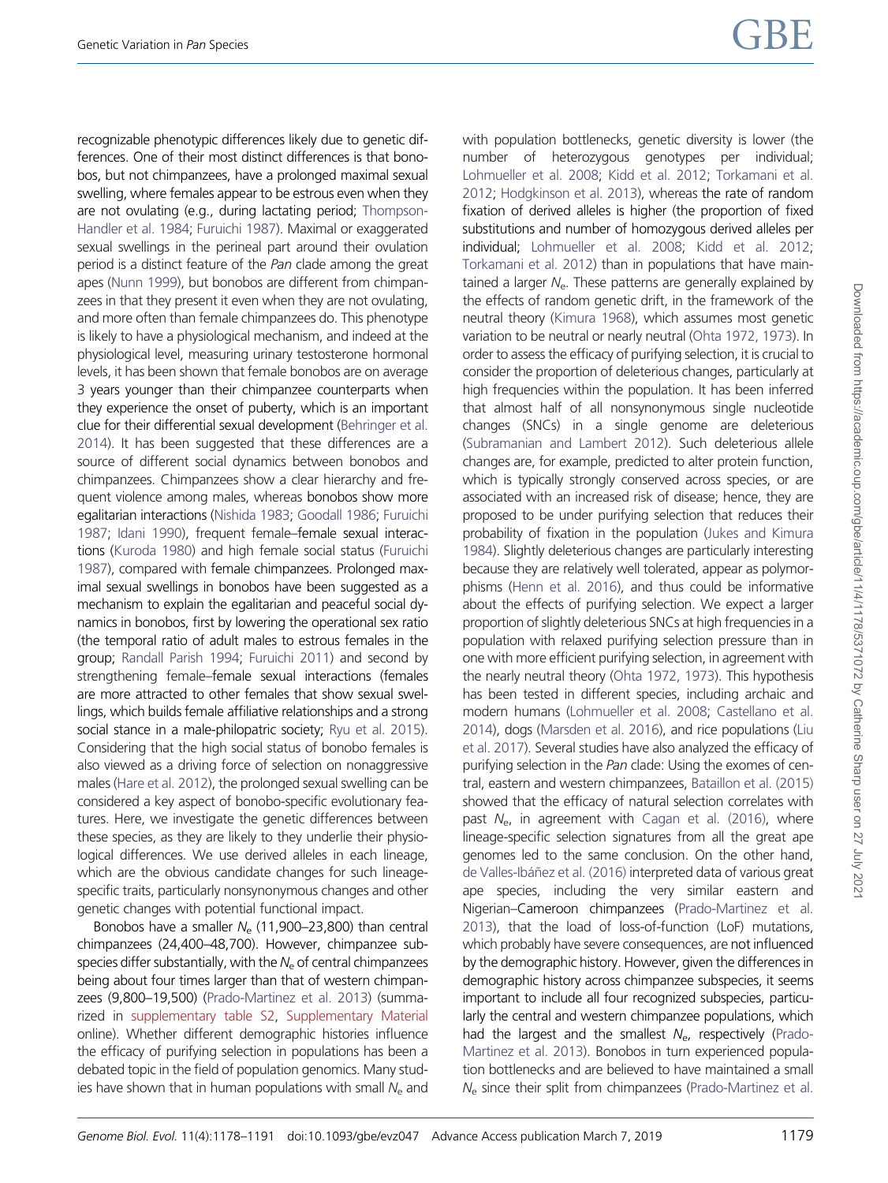recognizable phenotypic differences likely due to genetic differences. One of their most distinct differences is that bonobos, but not chimpanzees, have a prolonged maximal sexual swelling, where females appear to be estrous even when they are not ovulating (e.g., during lactating period; Thompson-Handler et al. 1984; Furuichi 1987). Maximal or exaggerated sexual swellings in the perineal part around their ovulation period is a distinct feature of the *Pan* clade among the great apes (Nunn 1999), but bonobos are different from chimpanzees in that they present it even when they are not ovulating, and more often than female chimpanzees do. This phenotype is likely to have a physiological mechanism, and indeed at the physiological level, measuring urinary testosterone hormonal levels, it has been shown that female bonobos are on average 3 years younger than their chimpanzee counterparts when they experience the onset of puberty, which is an important clue for their differential sexual development (Behringer et al. 2014). It has been suggested that these differences are a source of different social dynamics between bonobos and chimpanzees. Chimpanzees show a clear hierarchy and frequent violence among males, whereas bonobos show more egalitarian interactions (Nishida 1983; Goodall 1986; Furuichi 1987; Idani 1990), frequent female–female sexual interactions (Kuroda 1980) and high female social status (Furuichi 1987), compared with female chimpanzees. Prolonged maximal sexual swellings in bonobos have been suggested as a mechanism to explain the egalitarian and peaceful social dynamics in bonobos, first by lowering the operational sex ratio (the temporal ratio of adult males to estrous females in the group; Randall Parish 1994; Furuichi 2011) and second by strengthening female–female sexual interactions (females are more attracted to other females that show sexual swellings, which builds female affiliative relationships and a strong social stance in a male-philopatric society; Ryu et al. 2015). Considering that the high social status of bonobo females is also viewed as a driving force of selection on nonaggressive males (Hare et al. 2012), the prolonged sexual swelling can be considered a key aspect of bonobo-specific evolutionary features. Here, we investigate the genetic differences between these species, as they are likely to they underlie their physiological differences. We use derived alleles in each lineage, which are the obvious candidate changes for such lineage-specific traits, particularly nonsynonymous changes and other genetic changes with potential functional impact.

Bonobos have a smaller $N_e$ (11,900–23,800) than central chimpanzees (24,400–48,700). However, chimpanzee subspecies differ substantially, with the $N_e$ of central chimpanzees being about four times larger than that of western chimpanzees (9,800–19,500) (Prado-Martinez et al. 2013) (summarized in supplementary table S2, Supplementary Material online). Whether different demographic histories influence the efficacy of purifying selection in populations has been a debated topic in the field of population genomics. Many studies have shown that in human populations with small $N_e$ and with population bottlenecks, genetic diversity is lower (the number of heterozygous genotypes per individual; Lohmueller et al. 2008; Kidd et al. 2012; Torkamani et al. 2012; Hodgkinson et al. 2013), whereas the rate of random fixation of derived alleles is higher (the proportion of fixed substitutions and number of homozygous derived alleles per individual; Lohmueller et al. 2008; Kidd et al. 2012; Torkamani et al. 2012) than in populations that have maintained a larger $N_e$. These patterns are generally explained by the effects of random genetic drift, in the framework of the neutral theory (Kimura 1968), which assumes most genetic variation to be neutral or nearly neutral (Ohta 1972, 1973). In order to assess the efficacy of purifying selection, it is crucial to consider the proportion of deleterious changes, particularly at high frequencies within the population. It has been inferred that almost half of all nonsynonymous single nucleotide changes (SNCs) in a single genome are deleterious (Subramanian and Lambert 2012). Such deleterious allele changes are, for example, predicted to alter protein function, which is typically strongly conserved across species, or are associated with an increased risk of disease; hence, they are proposed to be under purifying selection that reduces their probability of fixation in the population (Jukes and Kimura 1984). Slightly deleterious changes are particularly interesting because they are relatively well tolerated, appear as polymorphisms (Henn et al. 2016), and thus could be informative about the effects of purifying selection. We expect a larger proportion of slightly deleterious SNCs at high frequencies in a population with relaxed purifying selection pressure than in one with more efficient purifying selection, in agreement with the nearly neutral theory (Ohta 1972, 1973). This hypothesis has been tested in different species, including archaic and modern humans (Lohmueller et al. 2008; Castellano et al. 2014), dogs (Marsden et al. 2016), and rice populations (Liu et al. 2017). Several studies have also analyzed the efficacy of purifying selection in the *Pan* clade: Using the exomes of central, eastern and western chimpanzees, Bataillon et al. (2015) showed that the efficacy of natural selection correlates with past $N_e$, in agreement with Cagan et al. (2016), where lineage-specific selection signatures from all the great ape genomes led to the same conclusion. On the other hand, de Valles-Ibáñez et al. (2016) interpreted data of various great ape species, including the very similar eastern and Nigerian–Cameroon chimpanzees (Prado-Martinez et al. 2013), that the load of loss-of-function (LoF) mutations, which probably have severe consequences, are not influenced by the demographic history. However, given the differences in demographic history across chimpanzee subspecies, it seems important to include all four recognized subspecies, particularly the central and western chimpanzee populations, which had the largest and the smallest $N_e$, respectively (Prado-Martinez et al. 2013). Bonobos in turn experienced population bottlenecks and are believed to have maintained a small $N_e$ since their split from chimpanzees (Prado-Martinez et al.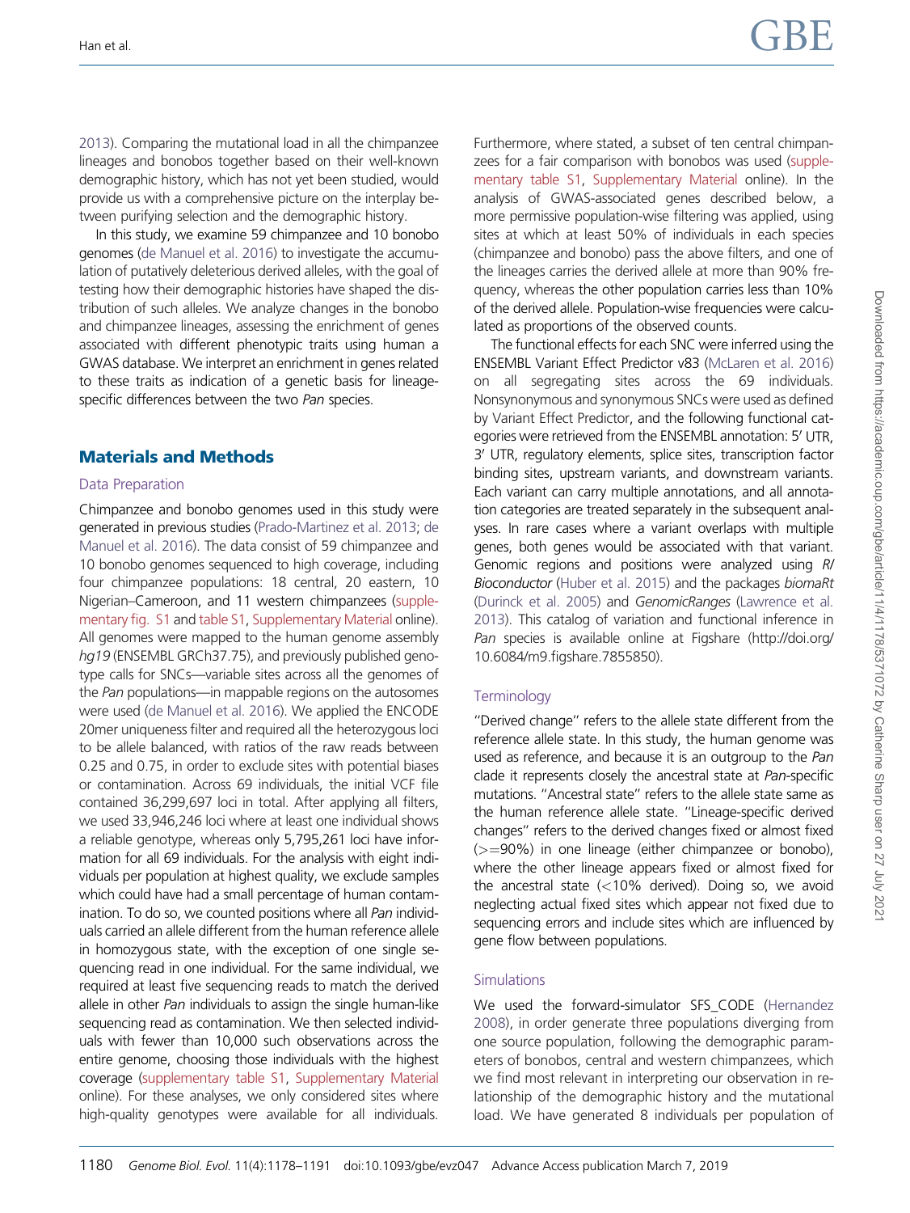2013). Comparing the mutational load in all the chimpanzee lineages and bonobos together based on their well-known demographic history, which has not yet been studied, would provide us with a comprehensive picture on the interplay between purifying selection and the demographic history.

In this study, we examine 59 chimpanzee and 10 bonobo genomes (de Manuel et al. 2016) to investigate the accumulation of putatively deleterious derived alleles, with the goal of testing how their demographic histories have shaped the distribution of such alleles. We analyze changes in the bonobo and chimpanzee lineages, assessing the enrichment of genes associated with different phenotypic traits using human a GWAS database. We interpret an enrichment in genes related to these traits as indication of a genetic basis for lineage-specific differences between the two *Pan* species.

## Materials and Methods

### Data Preparation

Chimpanzee and bonobo genomes used in this study were generated in previous studies (Prado-Martinez et al. 2013; de Manuel et al. 2016). The data consist of 59 chimpanzee and 10 bonobo genomes sequenced to high coverage, including four chimpanzee populations: 18 central, 20 eastern, 10 Nigerian–Cameroon, and 11 western chimpanzees (supplementary fig. S1 and table S1, Supplementary Material online). All genomes were mapped to the human genome assembly *hg19* (ENSEMBL GRCh37.75), and previously published genotype calls for SNCs—variable sites across all the genomes of the *Pan* populations—in mappable regions on the autosomes were used (de Manuel et al. 2016). We applied the ENCODE 20mer uniqueness filter and required all the heterozygous loci to be allele balanced, with ratios of the raw reads between 0.25 and 0.75, in order to exclude sites with potential biases or contamination. Across 69 individuals, the initial VCF file contained 36,299,697 loci in total. After applying all filters, we used 33,946,246 loci where at least one individual shows a reliable genotype, whereas only 5,795,261 loci have information for all 69 individuals. For the analysis with eight individuals per population at highest quality, we exclude samples which could have had a small percentage of human contamination. To do so, we counted positions where all *Pan* individuals carried an allele different from the human reference allele in homozygous state, with the exception of one single sequencing read in one individual. For the same individual, we required at least five sequencing reads to match the derived allele in other *Pan* individuals to assign the single human-like sequencing read as contamination. We then selected individuals with fewer than 10,000 such observations across the entire genome, choosing those individuals with the highest coverage (supplementary table S1, Supplementary Material online). For these analyses, we only considered sites where high-quality genotypes were available for all individuals. Furthermore, where stated, a subset of ten central chimpanzees for a fair comparison with bonobos was used (supplementary table S1, Supplementary Material online). In the analysis of GWAS-associated genes described below, a more permissive population-wise filtering was applied, using sites at which at least 50% of individuals in each species (chimpanzee and bonobo) pass the above filters, and one of the lineages carries the derived allele at more than 90% frequency, whereas the other population carries less than 10% of the derived allele. Population-wise frequencies were calculated as proportions of the observed counts.

The functional effects for each SNC were inferred using the ENSEMBL Variant Effect Predictor v83 (McLaren et al. 2016) on all segregating sites across the 69 individuals. Nonsynonymous and synonymous SNCs were used as defined by Variant Effect Predictor, and the following functional categories were retrieved from the ENSEMBL annotation: 5′ UTR, 3′ UTR, regulatory elements, splice sites, transcription factor binding sites, upstream variants, and downstream variants. Each variant can carry multiple annotations, and all annotation categories are treated separately in the subsequent analyses. In rare cases where a variant overlaps with multiple genes, both genes would be associated with that variant. Genomic regions and positions were analyzed using *R/Bioconductor* (Huber et al. 2015) and the packages *biomaRt* (Durinck et al. 2005) and *GenomicRanges* (Lawrence et al. 2013). This catalog of variation and functional inference in *Pan* species is available online at Figshare (http://doi.org/10.6084/m9.figshare.7855850).

### Terminology

"Derived change" refers to the allele state different from the reference allele state. In this study, the human genome was used as reference, and because it is an outgroup to the *Pan* clade it represents closely the ancestral state at *Pan*-specific mutations. "Ancestral state" refers to the allele state same as the human reference allele state. "Lineage-specific derived changes" refers to the derived changes fixed or almost fixed (>=90%) in one lineage (either chimpanzee or bonobo), where the other lineage appears fixed or almost fixed for the ancestral state (<10% derived). Doing so, we avoid neglecting actual fixed sites which appear not fixed due to sequencing errors and include sites which are influenced by gene flow between populations.

### Simulations

We used the forward-simulator SFS_CODE (Hernandez 2008), in order generate three populations diverging from one source population, following the demographic parameters of bonobos, central and western chimpanzees, which we find most relevant in interpreting our observation in relationship of the demographic history and the mutational load. We have generated 8 individuals per population of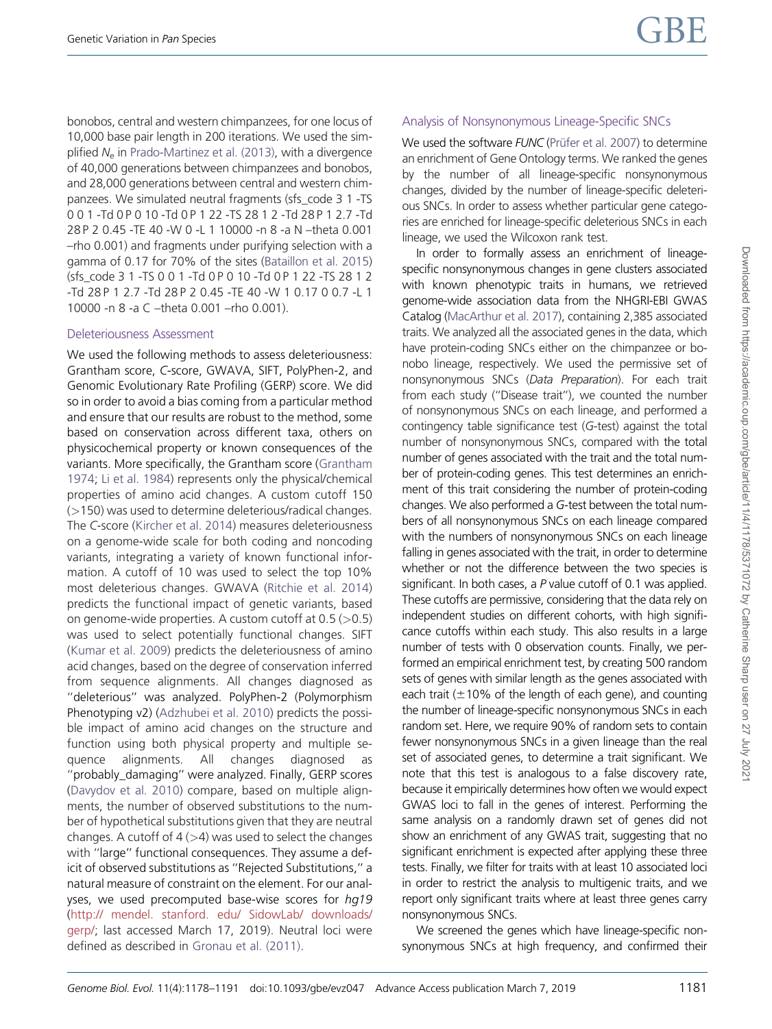bonobos, central and western chimpanzees, for one locus of 10,000 base pair length in 200 iterations. We used the simplified $N_e$ in Prado-Martinez et al. (2013), with a divergence of 40,000 generations between chimpanzees and bonobos, and 28,000 generations between central and western chimpanzees. We simulated neutral fragments (sfs_code 3 1 -TS 0 0 1 -Td 0 P 0 10 -Td 0 P 1 22 -TS 28 1 2 -Td 28 P 1 2.7 -Td 28 P 2 0.45 -TE 40 -W 0 -L 1 10000 -n 8 -a N –theta 0.001 –rho 0.001) and fragments under purifying selection with a gamma of 0.17 for 70% of the sites (Bataillon et al. 2015) (sfs_code 3 1 -TS 0 0 1 -Td 0 P 0 10 -Td 0 P 1 22 -TS 28 1 2 -Td 28 P 1 2.7 -Td 28 P 2 0.45 -TE 40 -W 1 0.17 0 0.7 -L 1 10000 -n 8 -a C –theta 0.001 –rho 0.001).

### Deleteriousness Assessment

We used the following methods to assess deleteriousness: Grantham score, *C*-score, GWAVA, SIFT, PolyPhen-2, and Genomic Evolutionary Rate Profiling (GERP) score. We did so in order to avoid a bias coming from a particular method and ensure that our results are robust to the method, some based on conservation across different taxa, others on physicochemical property or known consequences of the variants. More specifically, the Grantham score (Grantham 1974; Li et al. 1984) represents only the physical/chemical properties of amino acid changes. A custom cutoff 150 (>150) was used to determine deleterious/radical changes. The *C*-score (Kircher et al. 2014) measures deleteriousness on a genome-wide scale for both coding and noncoding variants, integrating a variety of known functional information. A cutoff of 10 was used to select the top 10% most deleterious changes. GWAVA (Ritchie et al. 2014) predicts the functional impact of genetic variants, based on genome-wide properties. A custom cutoff at 0.5 (>0.5) was used to select potentially functional changes. SIFT (Kumar et al. 2009) predicts the deleteriousness of amino acid changes, based on the degree of conservation inferred from sequence alignments. All changes diagnosed as "deleterious" was analyzed. PolyPhen-2 (Polymorphism Phenotyping v2) (Adzhubei et al. 2010) predicts the possible impact of amino acid changes on the structure and function using both physical property and multiple sequence alignments. All changes diagnosed as "probably_damaging" were analyzed. Finally, GERP scores (Davydov et al. 2010) compare, based on multiple alignments, the number of observed substitutions to the number of hypothetical substitutions given that they are neutral changes. A cutoff of 4 (>4) was used to select the changes with "large" functional consequences. They assume a deficit of observed substitutions as "Rejected Substitutions," a natural measure of constraint on the element. For our analyses, we used precomputed base-wise scores for *hg19* (http:// mendel. stanford. edu/ SidowLab/ downloads/ gerp/; last accessed March 17, 2019). Neutral loci were defined as described in Gronau et al. (2011).

### Analysis of Nonsynonymous Lineage-Specific SNCs

We used the software *FUNC* (Prüfer et al. 2007) to determine an enrichment of Gene Ontology terms. We ranked the genes by the number of all lineage-specific nonsynonymous changes, divided by the number of lineage-specific deleterious SNCs. In order to assess whether particular gene categories are enriched for lineage-specific deleterious SNCs in each lineage, we used the Wilcoxon rank test.

In order to formally assess an enrichment of lineage-specific nonsynonymous changes in gene clusters associated with known phenotypic traits in humans, we retrieved genome-wide association data from the NHGRI-EBI GWAS Catalog (MacArthur et al. 2017), containing 2,385 associated traits. We analyzed all the associated genes in the data, which have protein-coding SNCs either on the chimpanzee or bonobo lineage, respectively. We used the permissive set of nonsynonymous SNCs (*Data Preparation*). For each trait from each study ("Disease trait"), we counted the number of nonsynonymous SNCs on each lineage, and performed a contingency table significance test (*G*-test) against the total number of nonsynonymous SNCs, compared with the total number of genes associated with the trait and the total number of protein-coding genes. This test determines an enrichment of this trait considering the number of protein-coding changes. We also performed a *G*-test between the total numbers of all nonsynonymous SNCs on each lineage compared with the numbers of nonsynonymous SNCs on each lineage falling in genes associated with the trait, in order to determine whether or not the difference between the two species is significant. In both cases, a *P* value cutoff of 0.1 was applied. These cutoffs are permissive, considering that the data rely on independent studies on different cohorts, with high significance cutoffs within each study. This also results in a large number of tests with 0 observation counts. Finally, we performed an empirical enrichment test, by creating 500 random sets of genes with similar length as the genes associated with each trait (±10% of the length of each gene), and counting the number of lineage-specific nonsynonymous SNCs in each random set. Here, we require 90% of random sets to contain fewer nonsynonymous SNCs in a given lineage than the real set of associated genes, to determine a trait significant. We note that this test is analogous to a false discovery rate, because it empirically determines how often we would expect GWAS loci to fall in the genes of interest. Performing the same analysis on a randomly drawn set of genes did not show an enrichment of any GWAS trait, suggesting that no significant enrichment is expected after applying these three tests. Finally, we filter for traits with at least 10 associated loci in order to restrict the analysis to multigenic traits, and we report only significant traits where at least three genes carry nonsynonymous SNCs.

We screened the genes which have lineage-specific nonsynonymous SNCs at high frequency, and confirmed their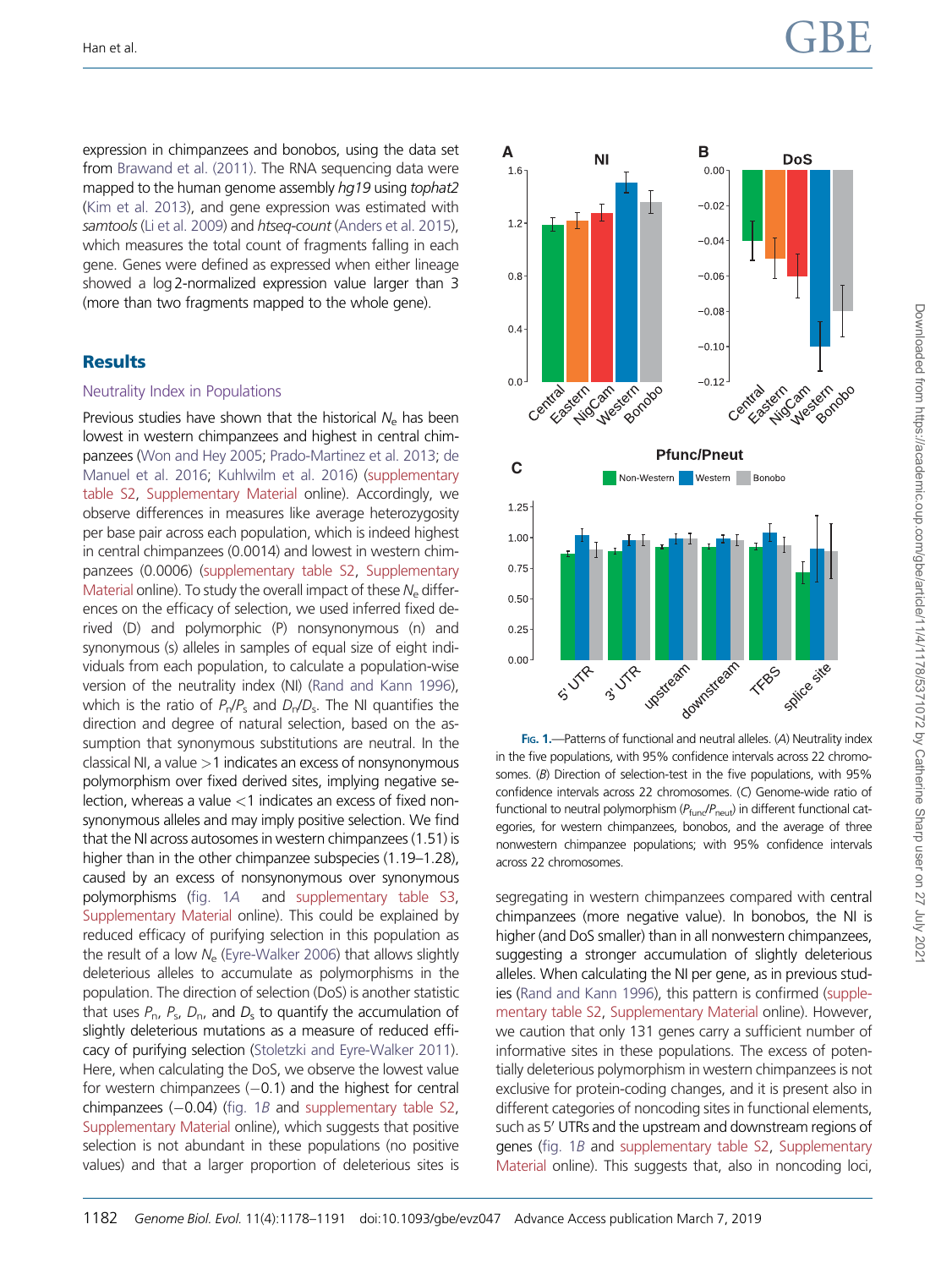expression in chimpanzees and bonobos, using the data set from Brawand et al. (2011). The RNA sequencing data were mapped to the human genome assembly *hg19* using *tophat2* (Kim et al. 2013), and gene expression was estimated with *samtools* (Li et al. 2009) and *htseq-count* (Anders et al. 2015), which measures the total count of fragments falling in each gene. Genes were defined as expressed when either lineage showed a log 2-normalized expression value larger than 3 (more than two fragments mapped to the whole gene).

## Results

### Neutrality Index in Populations

Previous studies have shown that the historical $N_e$ has been lowest in western chimpanzees and highest in central chimpanzees (Won and Hey 2005; Prado-Martinez et al. 2013; de Manuel et al. 2016; Kuhlwilm et al. 2016) (supplementary table S2, Supplementary Material online). Accordingly, we observe differences in measures like average heterozygosity per base pair across each population, which is indeed highest in central chimpanzees (0.0014) and lowest in western chimpanzees (0.0006) (supplementary table S2, Supplementary Material online). To study the overall impact of these $N_e$ differences on the efficacy of selection, we used inferred fixed derived (D) and polymorphic (P) nonsynonymous (n) and synonymous (s) alleles in samples of equal size of eight individuals from each population, to calculate a population-wise version of the neutrality index (NI) (Rand and Kann 1996), which is the ratio of $P_n/P_s$ and $D_n/D_s$. The NI quantifies the direction and degree of natural selection, based on the assumption that synonymous substitutions are neutral. In the classical NI, a value >1 indicates an excess of nonsynonymous polymorphism over fixed derived sites, implying negative selection, whereas a value <1 indicates an excess of fixed nonsynonymous alleles and may imply positive selection. We find that the NI across autosomes in western chimpanzees (1.51) is higher than in the other chimpanzee subspecies (1.19–1.28), caused by an excess of nonsynonymous over synonymous polymorphisms (fig. 1*A* and supplementary table S3, Supplementary Material online). This could be explained by reduced efficacy of purifying selection in this population as the result of a low $N_e$ (Eyre-Walker 2006) that allows slightly deleterious alleles to accumulate as polymorphisms in the population. The direction of selection (DoS) is another statistic that uses $P_n$, $P_s$, $D_n$, and $D_s$ to quantify the accumulation of slightly deleterious mutations as a measure of reduced efficacy of purifying selection (Stoletzki and Eyre-Walker 2011). Here, when calculating the DoS, we observe the lowest value for western chimpanzees (−0.1) and the highest for central chimpanzees (−0.04) (fig. 1*B* and supplementary table S2, Supplementary Material online), which suggests that positive selection is not abundant in these populations (no positive values) and that a larger proportion of deleterious sites is segregating in western chimpanzees compared with central chimpanzees (more negative value). In bonobos, the NI is higher (and DoS smaller) than in all nonwestern chimpanzees, suggesting a stronger accumulation of slightly deleterious alleles. When calculating the NI per gene, as in previous studies (Rand and Kann 1996), this pattern is confirmed (supplementary table S2, Supplementary Material online). However, we caution that only 131 genes carry a sufficient number of informative sites in these populations. The excess of potentially deleterious polymorphism in western chimpanzees is not exclusive for protein-coding changes, and it is present also in different categories of noncoding sites in functional elements, such as 5′ UTRs and the upstream and downstream regions of genes (fig. 1*B* and supplementary table S2, Supplementary Material online). This suggests that, also in noncoding loci,

Fig. 1.—Patterns of functional and neutral alleles. (*A*) Neutrality index in the five populations, with 95% confidence intervals across 22 chromosomes. (*B*) Direction of selection-test in the five populations, with 95% confidence intervals across 22 chromosomes. (*C*) Genome-wide ratio of functional to neutral polymorphism ($P_{func}/P_{neut}$) in different functional categories, for western chimpanzees, bonobos, and the average of three nonwestern chimpanzee populations; with 95% confidence intervals across 22 chromosomes.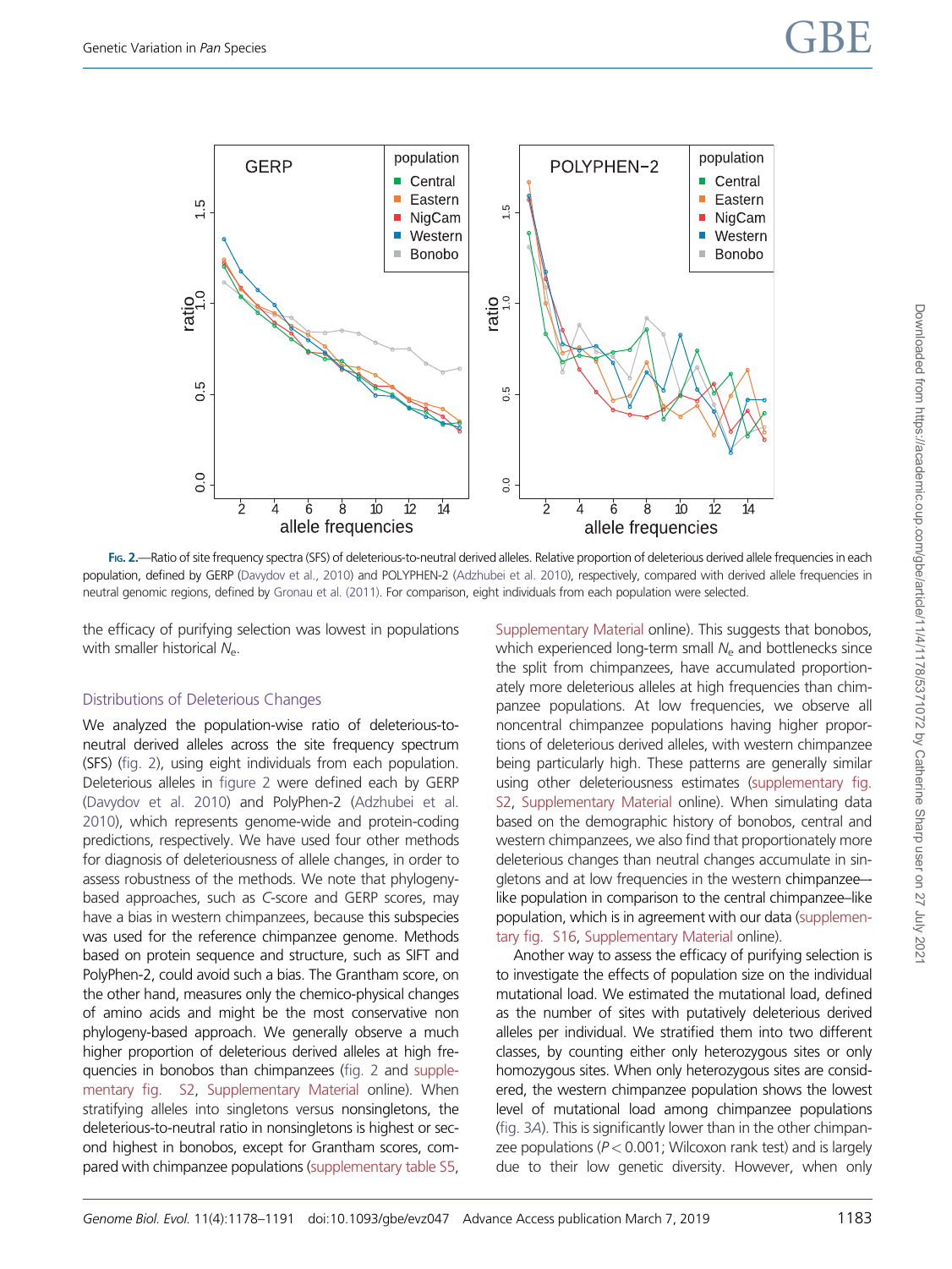Fig. 2.—Ratio of site frequency spectra (SFS) of deleterious-to-neutral derived alleles. Relative proportion of deleterious derived allele frequencies in each population, defined by GERP (Davydov et al., 2010) and POLYPHEN-2 (Adzhubei et al. 2010), respectively, compared with derived allele frequencies in neutral genomic regions, defined by Gronau et al. (2011). For comparison, eight individuals from each population were selected.

the efficacy of purifying selection was lowest in populations with smaller historical $N_e$.

### Distributions of Deleterious Changes

We analyzed the population-wise ratio of deleterious-to-neutral derived alleles across the site frequency spectrum (SFS) (fig. 2), using eight individuals from each population. Deleterious alleles in figure 2 were defined each by GERP (Davydov et al. 2010) and PolyPhen-2 (Adzhubei et al. 2010), which represents genome-wide and protein-coding predictions, respectively. We have used four other methods for diagnosis of deleteriousness of allele changes, in order to assess robustness of the methods. We note that phylogeny-based approaches, such as *C*-score and GERP scores, may have a bias in western chimpanzees, because this subspecies was used for the reference chimpanzee genome. Methods based on protein sequence and structure, such as SIFT and PolyPhen-2, could avoid such a bias. The Grantham score, on the other hand, measures only the chemico-physical changes of amino acids and might be the most conservative non phylogeny-based approach. We generally observe a much higher proportion of deleterious derived alleles at high frequencies in bonobos than chimpanzees (fig. 2 and supplementary fig. S2, Supplementary Material online). When stratifying alleles into singletons versus nonsingletons, the deleterious-to-neutral ratio in nonsingletons is highest or second highest in bonobos, except for Grantham scores, compared with chimpanzee populations (supplementary table S5, Supplementary Material online). This suggests that bonobos, which experienced long-term small $N_e$ and bottlenecks since the split from chimpanzees, have accumulated proportionately more deleterious alleles at high frequencies than chimpanzee populations. At low frequencies, we observe all noncentral chimpanzee populations having higher proportions of deleterious derived alleles, with western chimpanzee being particularly high. These patterns are generally similar using other deleteriousness estimates (supplementary fig. S2, Supplementary Material online). When simulating data based on the demographic history of bonobos, central and western chimpanzees, we also find that proportionately more deleterious changes than neutral changes accumulate in singletons and at low frequencies in the western chimpanzee–like population in comparison to the central chimpanzee–like population, which is in agreement with our data (supplementary fig. S16, Supplementary Material online).

Another way to assess the efficacy of purifying selection is to investigate the effects of population size on the individual mutational load. We estimated the mutational load, defined as the number of sites with putatively deleterious derived alleles per individual. We stratified them into two different classes, by counting either only heterozygous sites or only homozygous sites. When only heterozygous sites are considered, the western chimpanzee population shows the lowest level of mutational load among chimpanzee populations (fig. 3*A*). This is significantly lower than in the other chimpanzee populations ($P < 0.001$; Wilcoxon rank test) and is largely due to their low genetic diversity. However, when only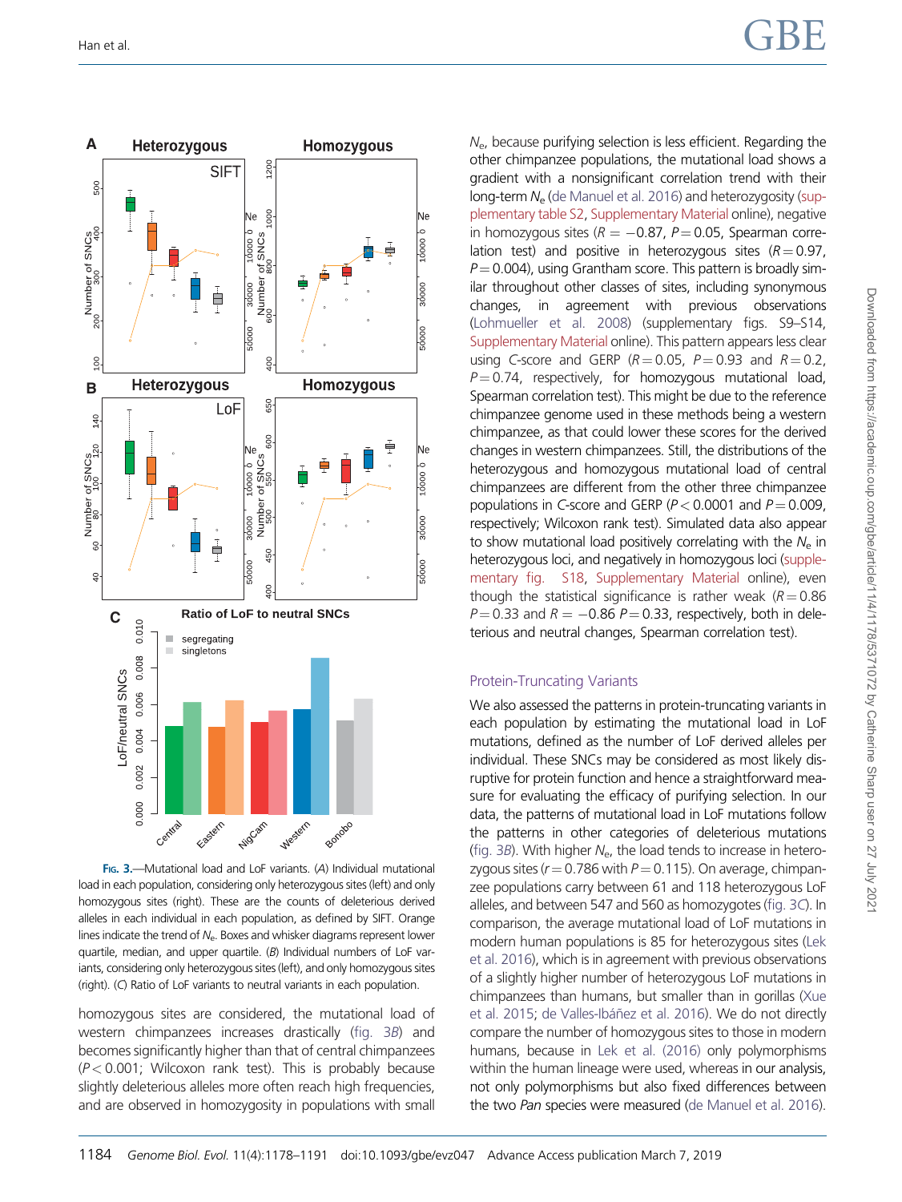**Fig. 3.**—Mutational load and LoF variants. (*A*) Individual mutational load in each population, considering only heterozygous sites (left) and only homozygous sites (right). These are the counts of deleterious derived alleles in each individual in each population, as defined by SIFT. Orange lines indicate the trend of $N_e$. Boxes and whisker diagrams represent lower quartile, median, and upper quartile. (*B*) Individual numbers of LoF variants, considering only heterozygous sites (left), and only homozygous sites (right). (*C*) Ratio of LoF variants to neutral variants in each population.

homozygous sites are considered, the mutational load of western chimpanzees increases drastically (fig. 3*B*) and becomes significantly higher than that of central chimpanzees ($P < 0.001$; Wilcoxon rank test). This is probably because slightly deleterious alleles more often reach high frequencies, and are observed in homozygosity in populations with small $N_e$, because purifying selection is less efficient. Regarding the other chimpanzee populations, the mutational load shows a gradient with a nonsignificant correlation trend with their long-term $N_e$ (de Manuel et al. 2016) and heterozygosity (supplementary table S2, Supplementary Material online), negative in homozygous sites ($R = -0.87$, $P = 0.05$, Spearman correlation test) and positive in heterozygous sites ($R = 0.97$, $P = 0.004$), using Grantham score. This pattern is broadly similar throughout other classes of sites, including synonymous changes, in agreement with previous observations (Lohmueller et al. 2008) (supplementary figs. S9–S14, Supplementary Material online). This pattern appears less clear using *C*-score and GERP ($R = 0.05$, $P = 0.93$ and $R = 0.2$, $P = 0.74$, respectively, for homozygous mutational load, Spearman correlation test). This might be due to the reference chimpanzee genome used in these methods being a western chimpanzee, as that could lower these scores for the derived changes in western chimpanzees. Still, the distributions of the heterozygous and homozygous mutational load of central chimpanzees are different from the other three chimpanzee populations in *C*-score and GERP ($P < 0.0001$ and $P = 0.009$, respectively; Wilcoxon rank test). Simulated data also appear to show mutational load positively correlating with the $N_e$ in heterozygous loci, and negatively in homozygous loci (supplementary fig. S18, Supplementary Material online), even though the statistical significance is rather weak ($R = 0.86$ $P = 0.33$ and $R = -0.86$ $P = 0.33$, respectively, both in deleterious and neutral changes, Spearman correlation test).

### Protein-Truncating Variants

We also assessed the patterns in protein-truncating variants in each population by estimating the mutational load in LoF mutations, defined as the number of LoF derived alleles per individual. These SNCs may be considered as most likely disruptive for protein function and hence a straightforward measure for evaluating the efficacy of purifying selection. In our data, the patterns of mutational load in LoF mutations follow the patterns in other categories of deleterious mutations (fig. 3*B*). With higher $N_e$, the load tends to increase in heterozygous sites ($r = 0.786$ with $P = 0.115$). On average, chimpanzee populations carry between 61 and 118 heterozygous LoF alleles, and between 547 and 560 as homozygotes (fig. 3*C*). In comparison, the average mutational load of LoF mutations in modern human populations is 85 for heterozygous sites (Lek et al. 2016), which is in agreement with previous observations of a slightly higher number of heterozygous LoF mutations in chimpanzees than humans, but smaller than in gorillas (Xue et al. 2015; de Valles-Ibáñez et al. 2016). We do not directly compare the number of homozygous sites to those in modern humans, because in Lek et al. (2016) only polymorphisms within the human lineage were used, whereas in our analysis, not only polymorphisms but also fixed differences between the two *Pan* species were measured (de Manuel et al. 2016).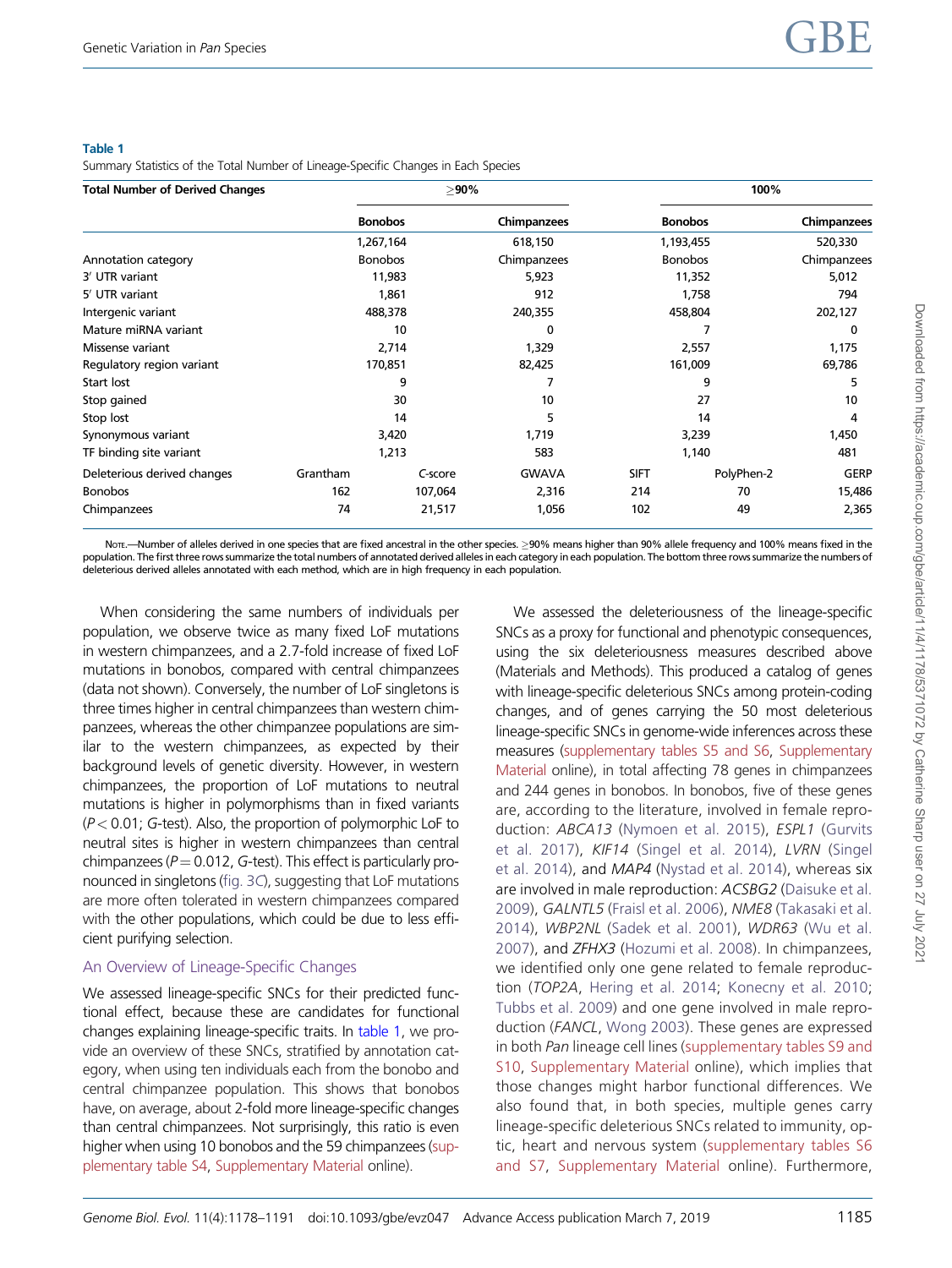**Table 1**

Summary Statistics of the Total Number of Lineage-Specific Changes in Each Species

| Total Number of Derived Changes | ≥90% | | 100% | |
|---|---|---|---|---|
| | Bonobos | Chimpanzees | Bonobos | Chimpanzees |
| | 1,267,164 | 618,150 | 1,193,455 | 520,330 |
| Annotation category | Bonobos | Chimpanzees | Bonobos | Chimpanzees |
| 3′ UTR variant | 11,983 | 5,923 | 11,352 | 5,012 |
| 5′ UTR variant | 1,861 | 912 | 1,758 | 794 |
| Intergenic variant | 488,378 | 240,355 | 458,804 | 202,127 |
| Mature miRNA variant | 10 | 0 | 7 | 0 |
| Missense variant | 2,714 | 1,329 | 2,557 | 1,175 |
| Regulatory region variant | 170,851 | 82,425 | 161,009 | 69,786 |
| Start lost | 9 | 7 | 9 | 5 |
| Stop gained | 30 | 10 | 27 | 10 |
| Stop lost | 14 | 5 | 14 | 4 |
| Synonymous variant | 3,420 | 1,719 | 3,239 | 1,450 |
| TF binding site variant | 1,213 | 583 | 1,140 | 481 |

| Deleterious derived changes | Grantham | C-score | GWAVA | SIFT | PolyPhen-2 | GERP |
|---|---|---|---|---|---|---|
| Bonobos | 162 | 107,064 | 2,316 | 214 | 70 | 15,486 |
| Chimpanzees | 74 | 21,517 | 1,056 | 102 | 49 | 2,365 |

Note.—Number of alleles derived in one species that are fixed ancestral in the other species. ≥90% means higher than 90% allele frequency and 100% means fixed in the population. The first three rows summarize the total numbers of annotated derived alleles in each category in each population. The bottom three rows summarize the numbers of deleterious derived alleles annotated with each method, which are in high frequency in each population.

When considering the same numbers of individuals per population, we observe twice as many fixed LoF mutations in western chimpanzees, and a 2.7-fold increase of fixed LoF mutations in bonobos, compared with central chimpanzees (data not shown). Conversely, the number of LoF singletons is three times higher in central chimpanzees than western chimpanzees, whereas the other chimpanzee populations are similar to the western chimpanzees, as expected by their background levels of genetic diversity. However, in western chimpanzees, the proportion of LoF mutations to neutral mutations is higher in polymorphisms than in fixed variants ($P < 0.01$; G-test). Also, the proportion of polymorphic LoF to neutral sites is higher in western chimpanzees than central chimpanzees ($P = 0.012$, G-test). This effect is particularly pronounced in singletons (fig. 3C), suggesting that LoF mutations are more often tolerated in western chimpanzees compared with the other populations, which could be due to less efficient purifying selection.

## An Overview of Lineage-Specific Changes

We assessed lineage-specific SNCs for their predicted functional effect, because these are candidates for functional changes explaining lineage-specific traits. In table 1, we provide an overview of these SNCs, stratified by annotation category, when using ten individuals each from the bonobo and central chimpanzee population. This shows that bonobos have, on average, about 2-fold more lineage-specific changes than central chimpanzees. Not surprisingly, this ratio is even higher when using 10 bonobos and the 59 chimpanzees (supplementary table S4, Supplementary Material online).

We assessed the deleteriousness of the lineage-specific SNCs as a proxy for functional and phenotypic consequences, using the six deleteriousness measures described above (Materials and Methods). This produced a catalog of genes with lineage-specific deleterious SNCs among protein-coding changes, and of genes carrying the 50 most deleterious lineage-specific SNCs in genome-wide inferences across these measures (supplementary tables S5 and S6, Supplementary Material online), in total affecting 78 genes in chimpanzees and 244 genes in bonobos. In bonobos, five of these genes are, according to the literature, involved in female reproduction: *ABCA13* (Nymoen et al. 2015), *ESPL1* (Gurvits et al. 2017), *KIF14* (Singel et al. 2014), *LVRN* (Singel et al. 2014), and *MAP4* (Nystad et al. 2014), whereas six are involved in male reproduction: *ACSBG2* (Daisuke et al. 2009), *GALNTL5* (Fraisl et al. 2006), *NME8* (Takasaki et al. 2014), *WBP2NL* (Sadek et al. 2001), *WDR63* (Wu et al. 2007), and *ZFHX3* (Hozumi et al. 2008). In chimpanzees, we identified only one gene related to female reproduction (*TOP2A*, Hering et al. 2014; Konecny et al. 2010; Tubbs et al. 2009) and one gene involved in male reproduction (*FANCL*, Wong 2003). These genes are expressed in both *Pan* lineage cell lines (supplementary tables S9 and S10, Supplementary Material online), which implies that those changes might harbor functional differences. We also found that, in both species, multiple genes carry lineage-specific deleterious SNCs related to immunity, optic, heart and nervous system (supplementary tables S6 and S7, Supplementary Material online). Furthermore,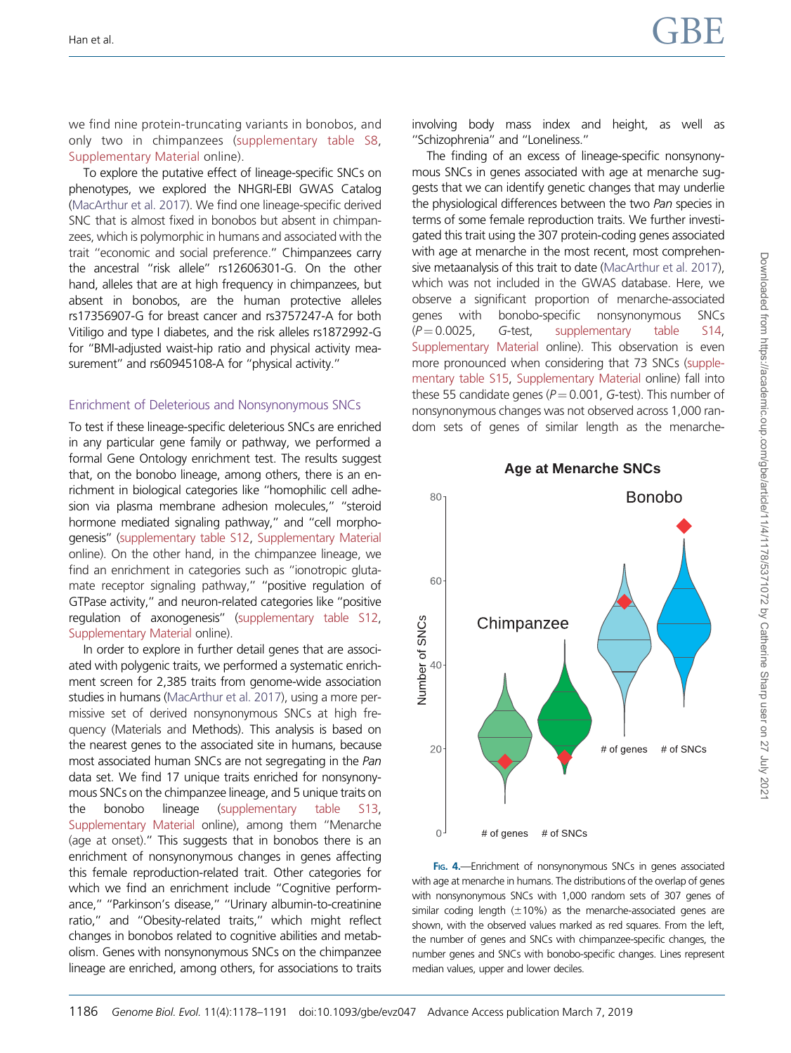we find nine protein-truncating variants in bonobos, and only two in chimpanzees (supplementary table S8, Supplementary Material online).

To explore the putative effect of lineage-specific SNCs on phenotypes, we explored the NHGRI-EBI GWAS Catalog (MacArthur et al. 2017). We find one lineage-specific derived SNC that is almost fixed in bonobos but absent in chimpanzees, which is polymorphic in humans and associated with the trait "economic and social preference." Chimpanzees carry the ancestral "risk allele" rs12606301-G. On the other hand, alleles that are at high frequency in chimpanzees, but absent in bonobos, are the human protective alleles rs17356907-G for breast cancer and rs3757247-A for both Vitiligo and type I diabetes, and the risk alleles rs1872992-G for "BMI-adjusted waist-hip ratio and physical activity measurement" and rs60945108-A for "physical activity."

## Enrichment of Deleterious and Nonsynonymous SNCs

To test if these lineage-specific deleterious SNCs are enriched in any particular gene family or pathway, we performed a formal Gene Ontology enrichment test. The results suggest that, on the bonobo lineage, among others, there is an enrichment in biological categories like "homophilic cell adhesion via plasma membrane adhesion molecules," "steroid hormone mediated signaling pathway," and "cell morphogenesis" (supplementary table S12, Supplementary Material online). On the other hand, in the chimpanzee lineage, we find an enrichment in categories such as "ionotropic glutamate receptor signaling pathway," "positive regulation of GTPase activity," and neuron-related categories like "positive regulation of axonogenesis" (supplementary table S12, Supplementary Material online).

In order to explore in further detail genes that are associated with polygenic traits, we performed a systematic enrichment screen for 2,385 traits from genome-wide association studies in humans (MacArthur et al. 2017), using a more permissive set of derived nonsynonymous SNCs at high frequency (Materials and Methods). This analysis is based on the nearest genes to the associated site in humans, because most associated human SNCs are not segregating in the *Pan* data set. We find 17 unique traits enriched for nonsynonymous SNCs on the chimpanzee lineage, and 5 unique traits on the bonobo lineage (supplementary table S13, Supplementary Material online), among them "Menarche (age at onset)." This suggests that in bonobos there is an enrichment of nonsynonymous changes in genes affecting this female reproduction-related trait. Other categories for which we find an enrichment include "Cognitive performance," "Parkinson's disease," "Urinary albumin-to-creatinine ratio," and "Obesity-related traits," which might reflect changes in bonobos related to cognitive abilities and metabolism. Genes with nonsynonymous SNCs on the chimpanzee lineage are enriched, among others, for associations to traits involving body mass index and height, as well as "Schizophrenia" and "Loneliness."

The finding of an excess of lineage-specific nonsynonymous SNCs in genes associated with age at menarche suggests that we can identify genetic changes that may underlie the physiological differences between the two *Pan* species in terms of some female reproduction traits. We further investigated this trait using the 307 protein-coding genes associated with age at menarche in the most recent, most comprehensive metaanalysis of this trait to date (MacArthur et al. 2017), which was not included in the GWAS database. Here, we observe a significant proportion of menarche-associated genes with bonobo-specific nonsynonymous SNCs ($P = 0.0025$, *G*-test, supplementary table S14, Supplementary Material online). This observation is even more pronounced when considering that 73 SNCs (supplementary table S15, Supplementary Material online) fall into these 55 candidate genes ($P = 0.001$, *G*-test). This number of nonsynonymous changes was not observed across 1,000 random sets of genes of similar length as the menarche-

**Fig. 4.**—Enrichment of nonsynonymous SNCs in genes associated with age at menarche in humans. The distributions of the overlap of genes with nonsynonymous SNCs with 1,000 random sets of 307 genes of similar coding length (±10%) as the menarche-associated genes are shown, with the observed values marked as red squares. From the left, the number of genes and SNCs with chimpanzee-specific changes, the number genes and SNCs with bonobo-specific changes. Lines represent median values, upper and lower deciles.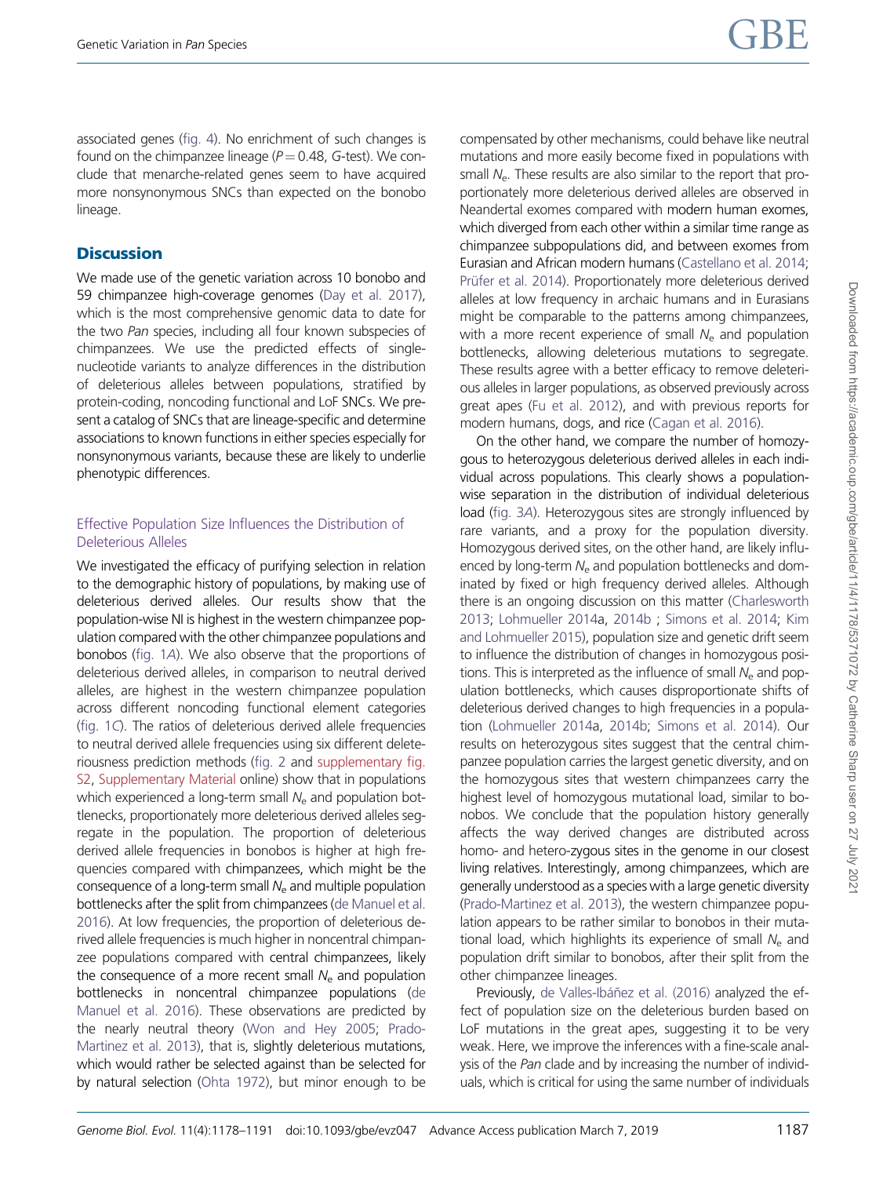associated genes (fig. 4). No enrichment of such changes is found on the chimpanzee lineage ($P = 0.48$, *G*-test). We conclude that menarche-related genes seem to have acquired more nonsynonymous SNCs than expected on the bonobo lineage.

## Discussion

We made use of the genetic variation across 10 bonobo and 59 chimpanzee high-coverage genomes (Day et al. 2017), which is the most comprehensive genomic data to date for the two *Pan* species, including all four known subspecies of chimpanzees. We use the predicted effects of single-nucleotide variants to analyze differences in the distribution of deleterious alleles between populations, stratified by protein-coding, noncoding functional and LoF SNCs. We present a catalog of SNCs that are lineage-specific and determine associations to known functions in either species especially for nonsynonymous variants, because these are likely to underlie phenotypic differences.

### Effective Population Size Influences the Distribution of Deleterious Alleles

We investigated the efficacy of purifying selection in relation to the demographic history of populations, by making use of deleterious derived alleles. Our results show that the population-wise NI is highest in the western chimpanzee population compared with the other chimpanzee populations and bonobos (fig. 1*A*). We also observe that the proportions of deleterious derived alleles, in comparison to neutral derived alleles, are highest in the western chimpanzee population across different noncoding functional element categories (fig. 1*C*). The ratios of deleterious derived allele frequencies to neutral derived allele frequencies using six different deleteriousness prediction methods (fig. 2 and supplementary fig. S2, Supplementary Material online) show that in populations which experienced a long-term small $N_e$ and population bottlenecks, proportionately more deleterious derived alleles segregate in the population. The proportion of deleterious derived allele frequencies in bonobos is higher at high frequencies compared with chimpanzees, which might be the consequence of a long-term small $N_e$ and multiple population bottlenecks after the split from chimpanzees (de Manuel et al. 2016). At low frequencies, the proportion of deleterious derived allele frequencies is much higher in noncentral chimpanzee populations compared with central chimpanzees, likely the consequence of a more recent small $N_e$ and population bottlenecks in noncentral chimpanzee populations (de Manuel et al. 2016). These observations are predicted by the nearly neutral theory (Won and Hey 2005; Prado-Martinez et al. 2013), that is, slightly deleterious mutations, which would rather be selected against than be selected for by natural selection (Ohta 1972), but minor enough to be compensated by other mechanisms, could behave like neutral mutations and more easily become fixed in populations with small $N_e$. These results are also similar to the report that proportionately more deleterious derived alleles are observed in Neandertal exomes compared with modern human exomes, which diverged from each other within a similar time range as chimpanzee subpopulations did, and between exomes from Eurasian and African modern humans (Castellano et al. 2014; Prüfer et al. 2014). Proportionately more deleterious derived alleles at low frequency in archaic humans and in Eurasians might be comparable to the patterns among chimpanzees, with a more recent experience of small $N_e$ and population bottlenecks, allowing deleterious mutations to segregate. These results agree with a better efficacy to remove deleterious alleles in larger populations, as observed previously across great apes (Fu et al. 2012), and with previous reports for modern humans, dogs, and rice (Cagan et al. 2016).

On the other hand, we compare the number of homozygous to heterozygous deleterious derived alleles in each individual across populations. This clearly shows a population-wise separation in the distribution of individual deleterious load (fig. 3*A*). Heterozygous sites are strongly influenced by rare variants, and a proxy for the population diversity. Homozygous derived sites, on the other hand, are likely influenced by long-term $N_e$ and population bottlenecks and dominated by fixed or high frequency derived alleles. Although there is an ongoing discussion on this matter (Charlesworth 2013; Lohmueller 2014a, 2014b ; Simons et al. 2014; Kim and Lohmueller 2015), population size and genetic drift seem to influence the distribution of changes in homozygous positions. This is interpreted as the influence of small $N_e$ and population bottlenecks, which causes disproportionate shifts of deleterious derived changes to high frequencies in a population (Lohmueller 2014a, 2014b; Simons et al. 2014). Our results on heterozygous sites suggest that the central chimpanzee population carries the largest genetic diversity, and on the homozygous sites that western chimpanzees carry the highest level of homozygous mutational load, similar to bonobos. We conclude that the population history generally affects the way derived changes are distributed across homo- and hetero-zygous sites in the genome in our closest living relatives. Interestingly, among chimpanzees, which are generally understood as a species with a large genetic diversity (Prado-Martinez et al. 2013), the western chimpanzee population appears to be rather similar to bonobos in their mutational load, which highlights its experience of small $N_e$ and population drift similar to bonobos, after their split from the other chimpanzee lineages.

Previously, de Valles-Ibáñez et al. (2016) analyzed the effect of population size on the deleterious burden based on LoF mutations in the great apes, suggesting it to be very weak. Here, we improve the inferences with a fine-scale analysis of the *Pan* clade and by increasing the number of individuals, which is critical for using the same number of individuals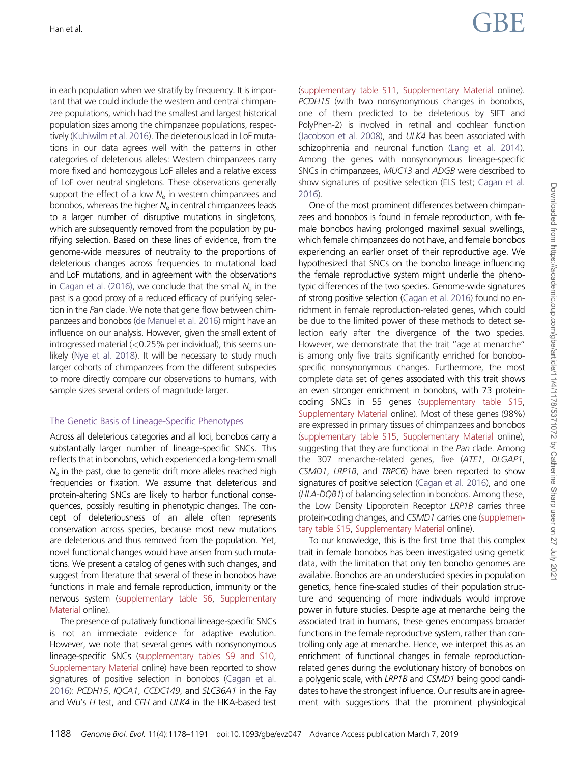in each population when we stratify by frequency. It is important that we could include the western and central chimpanzee populations, which had the smallest and largest historical population sizes among the chimpanzee populations, respectively (Kuhlwilm et al. 2016). The deleterious load in LoF mutations in our data agrees well with the patterns in other categories of deleterious alleles: Western chimpanzees carry more fixed and homozygous LoF alleles and a relative excess of LoF over neutral singletons. These observations generally support the effect of a low $N_e$ in western chimpanzees and bonobos, whereas the higher $N_e$ in central chimpanzees leads to a larger number of disruptive mutations in singletons, which are subsequently removed from the population by purifying selection. Based on these lines of evidence, from the genome-wide measures of neutrality to the proportions of deleterious changes across frequencies to mutational load and LoF mutations, and in agreement with the observations in Cagan et al. (2016), we conclude that the small $N_e$ in the past is a good proxy of a reduced efficacy of purifying selection in the *Pan* clade. We note that gene flow between chimpanzees and bonobos (de Manuel et al. 2016) might have an influence on our analysis. However, given the small extent of introgressed material (<0.25% per individual), this seems unlikely (Nye et al. 2018). It will be necessary to study much larger cohorts of chimpanzees from the different subspecies to more directly compare our observations to humans, with sample sizes several orders of magnitude larger.

## The Genetic Basis of Lineage-Specific Phenotypes

Across all deleterious categories and all loci, bonobos carry a substantially larger number of lineage-specific SNCs. This reflects that in bonobos, which experienced a long-term small $N_e$ in the past, due to genetic drift more alleles reached high frequencies or fixation. We assume that deleterious and protein-altering SNCs are likely to harbor functional consequences, possibly resulting in phenotypic changes. The concept of deleteriousness of an allele often represents conservation across species, because most new mutations are deleterious and thus removed from the population. Yet, novel functional changes would have arisen from such mutations. We present a catalog of genes with such changes, and suggest from literature that several of these in bonobos have functions in male and female reproduction, immunity or the nervous system (supplementary table S6, Supplementary Material online).

The presence of putatively functional lineage-specific SNCs is not an immediate evidence for adaptive evolution. However, we note that several genes with nonsynonymous lineage-specific SNCs (supplementary tables S9 and S10, Supplementary Material online) have been reported to show signatures of positive selection in bonobos (Cagan et al. 2016): *PCDH15*, *IQCA1*, *CCDC149*, and *SLC36A1* in the Fay and Wu's *H* test, and *CFH* and *ULK4* in the HKA-based test (supplementary table S11, Supplementary Material online). *PCDH15* (with two nonsynonymous changes in bonobos, one of them predicted to be deleterious by SIFT and PolyPhen-2) is involved in retinal and cochlear function (Jacobson et al. 2008), and *ULK4* has been associated with schizophrenia and neuronal function (Lang et al. 2014). Among the genes with nonsynonymous lineage-specific SNCs in chimpanzees, *MUC13* and *ADGB* were described to show signatures of positive selection (ELS test; Cagan et al. 2016).

One of the most prominent differences between chimpanzees and bonobos is found in female reproduction, with female bonobos having prolonged maximal sexual swellings, which female chimpanzees do not have, and female bonobos experiencing an earlier onset of their reproductive age. We hypothesized that SNCs on the bonobo lineage influencing the female reproductive system might underlie the phenotypic differences of the two species. Genome-wide signatures of strong positive selection (Cagan et al. 2016) found no enrichment in female reproduction-related genes, which could be due to the limited power of these methods to detect selection early after the divergence of the two species. However, we demonstrate that the trait "age at menarche" is among only five traits significantly enriched for bonobo-specific nonsynonymous changes. Furthermore, the most complete data set of genes associated with this trait shows an even stronger enrichment in bonobos, with 73 protein-coding SNCs in 55 genes (supplementary table S15, Supplementary Material online). Most of these genes (98%) are expressed in primary tissues of chimpanzees and bonobos (supplementary table S15, Supplementary Material online), suggesting that they are functional in the *Pan* clade. Among the 307 menarche-related genes, five (*ATE1*, *DLGAP1*, *CSMD1*, *LRP1B*, and *TRPC6*) have been reported to show signatures of positive selection (Cagan et al. 2016), and one (*HLA-DQB1*) of balancing selection in bonobos. Among these, the Low Density Lipoprotein Receptor *LRP1B* carries three protein-coding changes, and *CSMD1* carries one (supplementary table S15, Supplementary Material online).

To our knowledge, this is the first time that this complex trait in female bonobos has been investigated using genetic data, with the limitation that only ten bonobo genomes are available. Bonobos are an understudied species in population genetics, hence fine-scaled studies of their population structure and sequencing of more individuals would improve power in future studies. Despite age at menarche being the associated trait in humans, these genes encompass broader functions in the female reproductive system, rather than controlling only age at menarche. Hence, we interpret this as an enrichment of functional changes in female reproduction-related genes during the evolutionary history of bonobos on a polygenic scale, with *LRP1B* and *CSMD1* being good candidates to have the strongest influence. Our results are in agreement with suggestions that the prominent physiological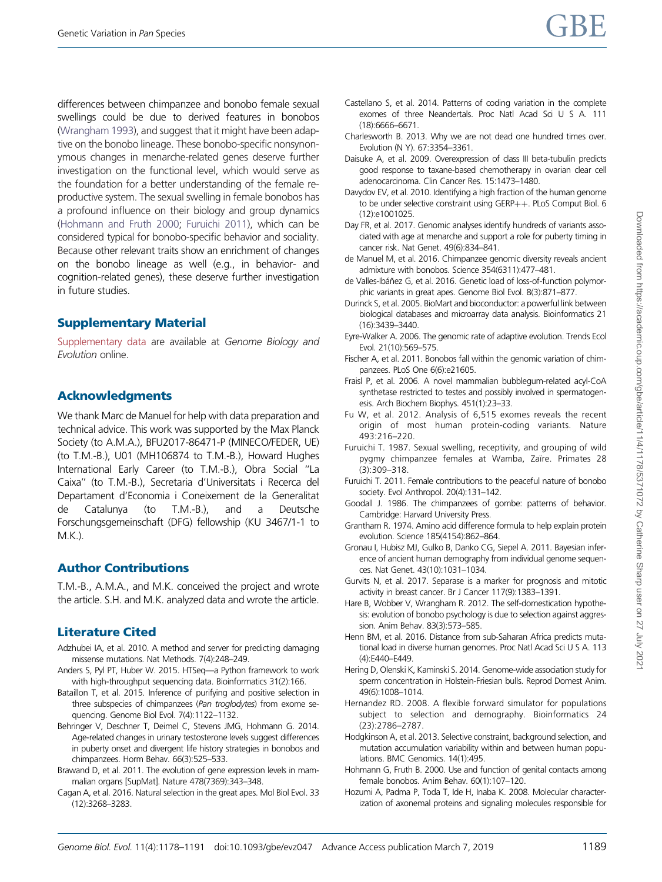differences between chimpanzee and bonobo female sexual swellings could be due to derived features in bonobos (Wrangham 1993), and suggest that it might have been adaptive on the bonobo lineage. These bonobo-specific nonsynonymous changes in menarche-related genes deserve further investigation on the functional level, which would serve as the foundation for a better understanding of the female reproductive system. The sexual swelling in female bonobos has a profound influence on their biology and group dynamics (Hohmann and Fruth 2000; Furuichi 2011), which can be considered typical for bonobo-specific behavior and sociality. Because other relevant traits show an enrichment of changes on the bonobo lineage as well (e.g., in behavior- and cognition-related genes), these deserve further investigation in future studies.

## Supplementary Material

Supplementary data are available at *Genome Biology and Evolution* online.

## Acknowledgments

We thank Marc de Manuel for help with data preparation and technical advice. This work was supported by the Max Planck Society (to A.M.A.), BFU2017-86471-P (MINECO/FEDER, UE) (to T.M.-B.), U01 (MH106874 to T.M.-B.), Howard Hughes International Early Career (to T.M.-B.), Obra Social ''La Caixa'' (to T.M.-B.), Secretaria d'Universitats i Recerca del Departament d'Economia i Coneixement de la Generalitat de Catalunya (to T.M.-B.), and a Deutsche Forschungsgemeinschaft (DFG) fellowship (KU 3467/1-1 to M.K.).

## Author Contributions

T.M.-B., A.M.A., and M.K. conceived the project and wrote the article. S.H. and M.K. analyzed data and wrote the article.

## Literature Cited

Adzhubei IA, et al. 2010. A method and server for predicting damaging missense mutations. Nat Methods. 7(4):248–249.

Anders S, Pyl PT, Huber W. 2015. HTSeq—a Python framework to work with high-throughput sequencing data. Bioinformatics 31(2):166.

Bataillon T, et al. 2015. Inference of purifying and positive selection in three subspecies of chimpanzees (*Pan troglodytes*) from exome sequencing. Genome Biol Evol. 7(4):1122–1132.

Behringer V, Deschner T, Deimel C, Stevens JMG, Hohmann G. 2014. Age-related changes in urinary testosterone levels suggest differences in puberty onset and divergent life history strategies in bonobos and chimpanzees. Horm Behav. 66(3):525–533.

Brawand D, et al. 2011. The evolution of gene expression levels in mammalian organs [SupMat]. Nature 478(7369):343–348.

Cagan A, et al. 2016. Natural selection in the great apes. Mol Biol Evol. 33 (12):3268–3283.

Castellano S, et al. 2014. Patterns of coding variation in the complete exomes of three Neandertals. Proc Natl Acad Sci U S A. 111 (18):6666–6671.

Charlesworth B. 2013. Why we are not dead one hundred times over. Evolution (N Y). 67:3354–3361.

Daisuke A, et al. 2009. Overexpression of class III beta-tubulin predicts good response to taxane-based chemotherapy in ovarian clear cell adenocarcinoma. Clin Cancer Res. 15:1473–1480.

Davydov EV, et al. 2010. Identifying a high fraction of the human genome to be under selective constraint using GERP++. PLoS Comput Biol. 6 (12):e1001025.

Day FR, et al. 2017. Genomic analyses identify hundreds of variants associated with age at menarche and support a role for puberty timing in cancer risk. Nat Genet. 49(6):834–841.

de Manuel M, et al. 2016. Chimpanzee genomic diversity reveals ancient admixture with bonobos. Science 354(6311):477–481.

de Valles-Ibáñez G, et al. 2016. Genetic load of loss-of-function polymorphic variants in great apes. Genome Biol Evol. 8(3):871–877.

Durinck S, et al. 2005. BioMart and bioconductor: a powerful link between biological databases and microarray data analysis. Bioinformatics 21 (16):3439–3440.

Eyre-Walker A. 2006. The genomic rate of adaptive evolution. Trends Ecol Evol. 21(10):569–575.

Fischer A, et al. 2011. Bonobos fall within the genomic variation of chimpanzees. PLoS One 6(6):e21605.

Fraisl P, et al. 2006. A novel mammalian bubblegum-related acyl-CoA synthetase restricted to testes and possibly involved in spermatogenesis. Arch Biochem Biophys. 451(1):23–33.

Fu W, et al. 2012. Analysis of 6,515 exomes reveals the recent origin of most human protein-coding variants. Nature 493:216–220.

Furuichi T. 1987. Sexual swelling, receptivity, and grouping of wild pygmy chimpanzee females at Wamba, Zaïre. Primates 28 (3):309–318.

Furuichi T. 2011. Female contributions to the peaceful nature of bonobo society. Evol Anthropol. 20(4):131–142.

Goodall J. 1986. The chimpanzees of gombe: patterns of behavior. Cambridge: Harvard University Press.

Grantham R. 1974. Amino acid difference formula to help explain protein evolution. Science 185(4154):862–864.

Gronau I, Hubisz MJ, Gulko B, Danko CG, Siepel A. 2011. Bayesian inference of ancient human demography from individual genome sequences. Nat Genet. 43(10):1031–1034.

Gurvits N, et al. 2017. Separase is a marker for prognosis and mitotic activity in breast cancer. Br J Cancer 117(9):1383–1391.

Hare B, Wobber V, Wrangham R. 2012. The self-domestication hypothesis: evolution of bonobo psychology is due to selection against aggression. Anim Behav. 83(3):573–585.

Henn BM, et al. 2016. Distance from sub-Saharan Africa predicts mutational load in diverse human genomes. Proc Natl Acad Sci U S A. 113 (4):E440–E449.

Hering D, Olenski K, Kaminski S. 2014. Genome-wide association study for sperm concentration in Holstein-Friesian bulls. Reprod Domest Anim. 49(6):1008–1014.

Hernandez RD. 2008. A flexible forward simulator for populations subject to selection and demography. Bioinformatics 24 (23):2786–2787.

Hodgkinson A, et al. 2013. Selective constraint, background selection, and mutation accumulation variability within and between human populations. BMC Genomics. 14(1):495.

Hohmann G, Fruth B. 2000. Use and function of genital contacts among female bonobos. Anim Behav. 60(1):107–120.

Hozumi A, Padma P, Toda T, Ide H, Inaba K. 2008. Molecular characterization of axonemal proteins and signaling molecules responsible for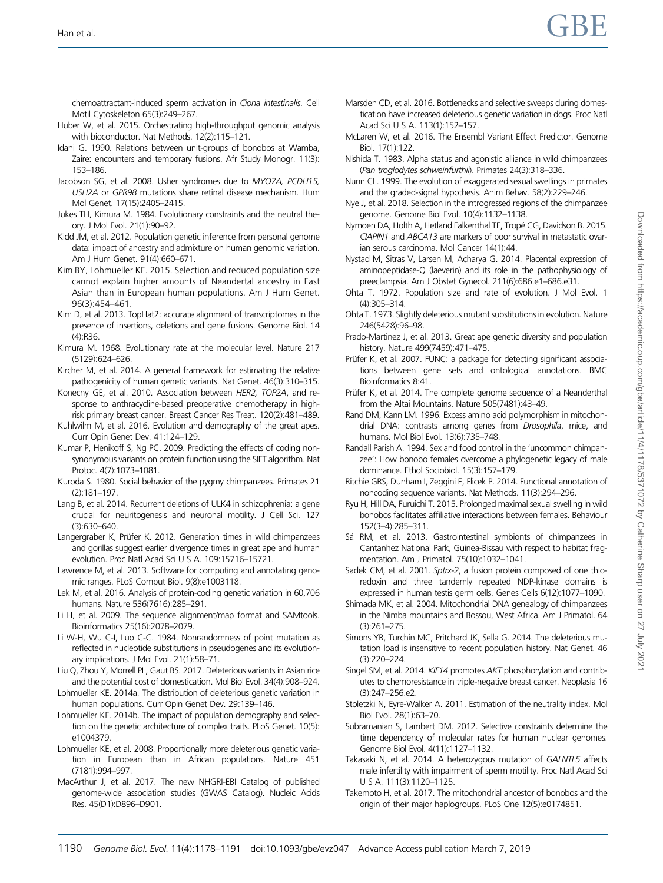chemoattractant-induced sperm activation in *Ciona intestinalis*. Cell Motil Cytoskeleton 65(3):249–267.

Huber W, et al. 2015. Orchestrating high-throughput genomic analysis with bioconductor. Nat Methods. 12(2):115–121.

Idani G. 1990. Relations between unit-groups of bonobos at Wamba, Zaire: encounters and temporary fusions. Afr Study Monogr. 11(3): 153–186.

Jacobson SG, et al. 2008. Usher syndromes due to *MYO7A, PCDH15, USH2A* or *GPR98* mutations share retinal disease mechanism. Hum Mol Genet. 17(15):2405–2415.

Jukes TH, Kimura M. 1984. Evolutionary constraints and the neutral theory. J Mol Evol. 21(1):90–92.

Kidd JM, et al. 2012. Population genetic inference from personal genome data: impact of ancestry and admixture on human genomic variation. Am J Hum Genet. 91(4):660–671.

Kim BY, Lohmueller KE. 2015. Selection and reduced population size cannot explain higher amounts of Neandertal ancestry in East Asian than in European human populations. Am J Hum Genet. 96(3):454–461.

Kim D, et al. 2013. TopHat2: accurate alignment of transcriptomes in the presence of insertions, deletions and gene fusions. Genome Biol. 14 (4):R36.

Kimura M. 1968. Evolutionary rate at the molecular level. Nature 217 (5129):624–626.

Kircher M, et al. 2014. A general framework for estimating the relative pathogenicity of human genetic variants. Nat Genet. 46(3):310–315.

Konecny GE, et al. 2010. Association between *HER2, TOP2A*, and response to anthracycline-based preoperative chemotherapy in high-risk primary breast cancer. Breast Cancer Res Treat. 120(2):481–489.

Kuhlwilm M, et al. 2016. Evolution and demography of the great apes. Curr Opin Genet Dev. 41:124–129.

Kumar P, Henikoff S, Ng PC. 2009. Predicting the effects of coding non-synonymous variants on protein function using the SIFT algorithm. Nat Protoc. 4(7):1073–1081.

Kuroda S. 1980. Social behavior of the pygmy chimpanzees. Primates 21 (2):181–197.

Lang B, et al. 2014. Recurrent deletions of ULK4 in schizophrenia: a gene crucial for neuritogenesis and neuronal motility. J Cell Sci. 127 (3):630–640.

Langergraber K, Prüfer K. 2012. Generation times in wild chimpanzees and gorillas suggest earlier divergence times in great ape and human evolution. Proc Natl Acad Sci U S A. 109:15716–15721.

Lawrence M, et al. 2013. Software for computing and annotating genomic ranges. PLoS Comput Biol. 9(8):e1003118.

Lek M, et al. 2016. Analysis of protein-coding genetic variation in 60,706 humans. Nature 536(7616):285–291.

Li H, et al. 2009. The sequence alignment/map format and SAMtools. Bioinformatics 25(16):2078–2079.

Li W-H, Wu C-I, Luo C-C. 1984. Nonrandomness of point mutation as reflected in nucleotide substitutions in pseudogenes and its evolutionary implications. J Mol Evol. 21(1):58–71.

Liu Q, Zhou Y, Morrell PL, Gaut BS. 2017. Deleterious variants in Asian rice and the potential cost of domestication. Mol Biol Evol. 34(4):908–924.

Lohmueller KE. 2014a. The distribution of deleterious genetic variation in human populations. Curr Opin Genet Dev. 29:139–146.

Lohmueller KE. 2014b. The impact of population demography and selection on the genetic architecture of complex traits. PLoS Genet. 10(5): e1004379.

Lohmueller KE, et al. 2008. Proportionally more deleterious genetic variation in European than in African populations. Nature 451 (7181):994–997.

MacArthur J, et al. 2017. The new NHGRI-EBI Catalog of published genome-wide association studies (GWAS Catalog). Nucleic Acids Res. 45(D1):D896–D901.

Marsden CD, et al. 2016. Bottlenecks and selective sweeps during domestication have increased deleterious genetic variation in dogs. Proc Natl Acad Sci U S A. 113(1):152–157.

McLaren W, et al. 2016. The Ensembl Variant Effect Predictor. Genome Biol. 17(1):122.

Nishida T. 1983. Alpha status and agonistic alliance in wild chimpanzees (*Pan troglodytes schweinfurthii*). Primates 24(3):318–336.

Nunn CL. 1999. The evolution of exaggerated sexual swellings in primates and the graded-signal hypothesis. Anim Behav. 58(2):229–246.

Nye J, et al. 2018. Selection in the introgressed regions of the chimpanzee genome. Genome Biol Evol. 10(4):1132–1138.

Nymoen DA, Holth A, Hetland Falkenthal TE, Tropé CG, Davidson B. 2015. *CIAPIN1* and *ABCA13* are markers of poor survival in metastatic ovarian serous carcinoma. Mol Cancer 14(1):44.

Nystad M, Sitras V, Larsen M, Acharya G. 2014. Placental expression of aminopeptidase-Q (laeverin) and its role in the pathophysiology of preeclampsia. Am J Obstet Gynecol. 211(6):686.e1–686.e31.

Ohta T. 1972. Population size and rate of evolution. J Mol Evol. 1 (4):305–314.

Ohta T. 1973. Slightly deleterious mutant substitutions in evolution. Nature 246(5428):96–98.

Prado-Martinez J, et al. 2013. Great ape genetic diversity and population history. Nature 499(7459):471–475.

Prüfer K, et al. 2007. FUNC: a package for detecting significant associations between gene sets and ontological annotations. BMC Bioinformatics 8:41.

Prüfer K, et al. 2014. The complete genome sequence of a Neanderthal from the Altai Mountains. Nature 505(7481):43–49.

Rand DM, Kann LM. 1996. Excess amino acid polymorphism in mitochondrial DNA: contrasts among genes from *Drosophila*, mice, and humans. Mol Biol Evol. 13(6):735–748.

Randall Parish A. 1994. Sex and food control in the 'uncommon chimpanzee': How bonobo females overcome a phylogenetic legacy of male dominance. Ethol Sociobiol. 15(3):157–179.

Ritchie GRS, Dunham I, Zeggini E, Flicek P. 2014. Functional annotation of noncoding sequence variants. Nat Methods. 11(3):294–296.

Ryu H, Hill DA, Furuichi T. 2015. Prolonged maximal sexual swelling in wild bonobos facilitates affiliative interactions between females. Behaviour 152(3–4):285–311.

Sá RM, et al. 2013. Gastrointestinal symbionts of chimpanzees in Cantanhez National Park, Guinea-Bissau with respect to habitat fragmentation. Am J Primatol. 75(10):1032–1041.

Sadek CM, et al. 2001. *Sptrx-2*, a fusion protein composed of one thioredoxin and three tandemly repeated NDP-kinase domains is expressed in human testis germ cells. Genes Cells 6(12):1077–1090.

Shimada MK, et al. 2004. Mitochondrial DNA genealogy of chimpanzees in the Nimba mountains and Bossou, West Africa. Am J Primatol. 64 (3):261–275.

Simons YB, Turchin MC, Pritchard JK, Sella G. 2014. The deleterious mutation load is insensitive to recent population history. Nat Genet. 46 (3):220–224.

Singel SM, et al. 2014. *KIF14* promotes *AKT* phosphorylation and contributes to chemoresistance in triple-negative breast cancer. Neoplasia 16 (3):247–256.e2.

Stoletzki N, Eyre-Walker A. 2011. Estimation of the neutrality index. Mol Biol Evol. 28(1):63–70.

Subramanian S, Lambert DM. 2012. Selective constraints determine the time dependency of molecular rates for human nuclear genomes. Genome Biol Evol. 4(11):1127–1132.

Takasaki N, et al. 2014. A heterozygous mutation of *GALNTL5* affects male infertility with impairment of sperm motility. Proc Natl Acad Sci U S A. 111(3):1120–1125.

Takemoto H, et al. 2017. The mitochondrial ancestor of bonobos and the origin of their major haplogroups. PLoS One 12(5):e0174851.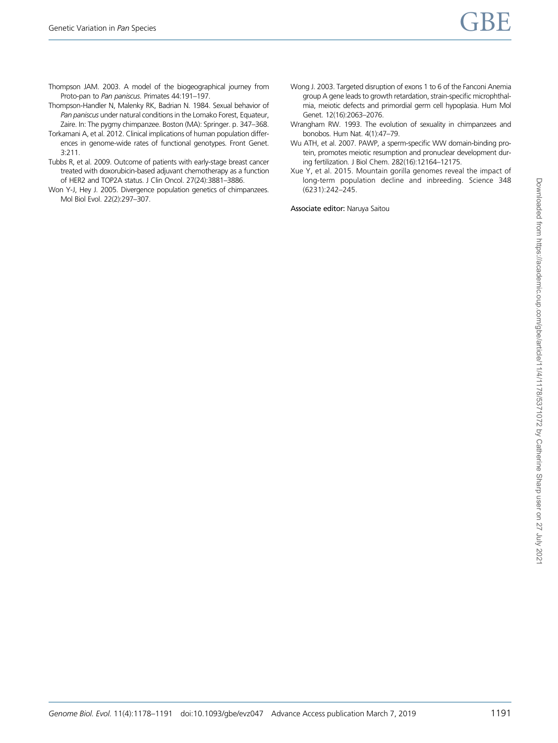Thompson JAM. 2003. A model of the biogeographical journey from Proto-pan to *Pan paniscus*. Primates 44:191–197.

Thompson-Handler N, Malenky RK, Badrian N. 1984. Sexual behavior of *Pan paniscus* under natural conditions in the Lomako Forest, Equateur, Zaire. In: The pygmy chimpanzee. Boston (MA): Springer. p. 347–368.

Torkamani A, et al. 2012. Clinical implications of human population differences in genome-wide rates of functional genotypes. Front Genet. 3:211.

Tubbs R, et al. 2009. Outcome of patients with early-stage breast cancer treated with doxorubicin-based adjuvant chemotherapy as a function of HER2 and TOP2A status. J Clin Oncol. 27(24):3881–3886.

Won Y-J, Hey J. 2005. Divergence population genetics of chimpanzees. Mol Biol Evol. 22(2):297–307.

Wong J. 2003. Targeted disruption of exons 1 to 6 of the Fanconi Anemia group A gene leads to growth retardation, strain-specific microphthalmia, meiotic defects and primordial germ cell hypoplasia. Hum Mol Genet. 12(16):2063–2076.

Wrangham RW. 1993. The evolution of sexuality in chimpanzees and bonobos. Hum Nat. 4(1):47–79.

Wu ATH, et al. 2007. PAWP, a sperm-specific WW domain-binding protein, promotes meiotic resumption and pronuclear development during fertilization. J Biol Chem. 282(16):12164–12175.

Xue Y, et al. 2015. Mountain gorilla genomes reveal the impact of long-term population decline and inbreeding. Science 348 (6231):242–245.

**Associate editor:** Naruya Saitou